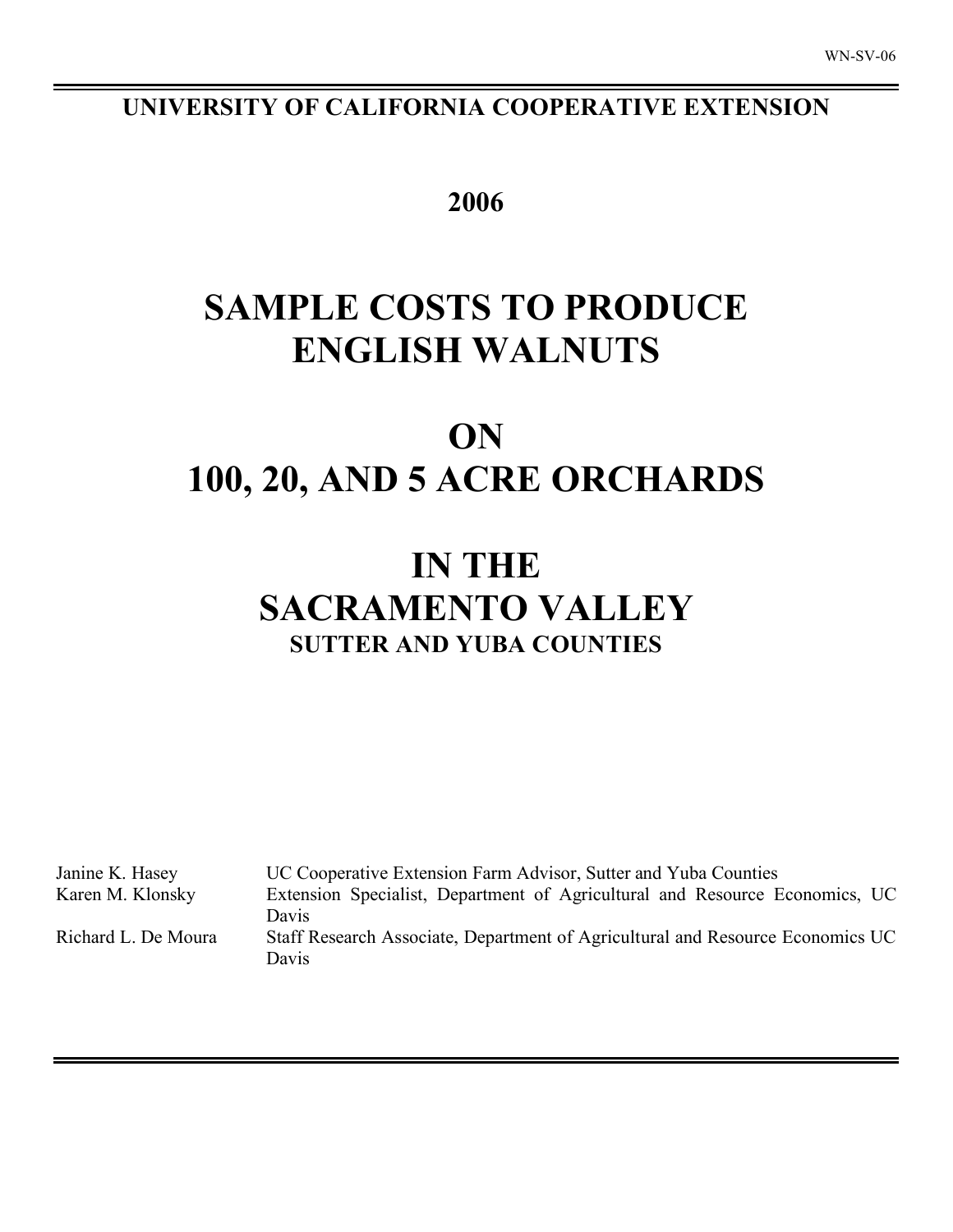WN-SV-06

**UNIVERSITY OF CALIFORNIA COOPERATIVE EXTENSION**

**2006**

# SAMPLE COSTS TO PRODUCE ENGLISH WALNUTS

# ON 100, 20, AND 5 ACRE ORCHARDS

# IN THE SACRAMENTO VALLEY

## SUTTER AND YUBA COUNTIES

| | |
|---|---|
| Janine K. Hasey | UC Cooperative Extension Farm Advisor, Sutter and Yuba Counties |
| Karen M. Klonsky | Extension Specialist, Department of Agricultural and Resource Economics, UC Davis |
| Richard L. De Moura | Staff Research Associate, Department of Agricultural and Resource Economics UC Davis |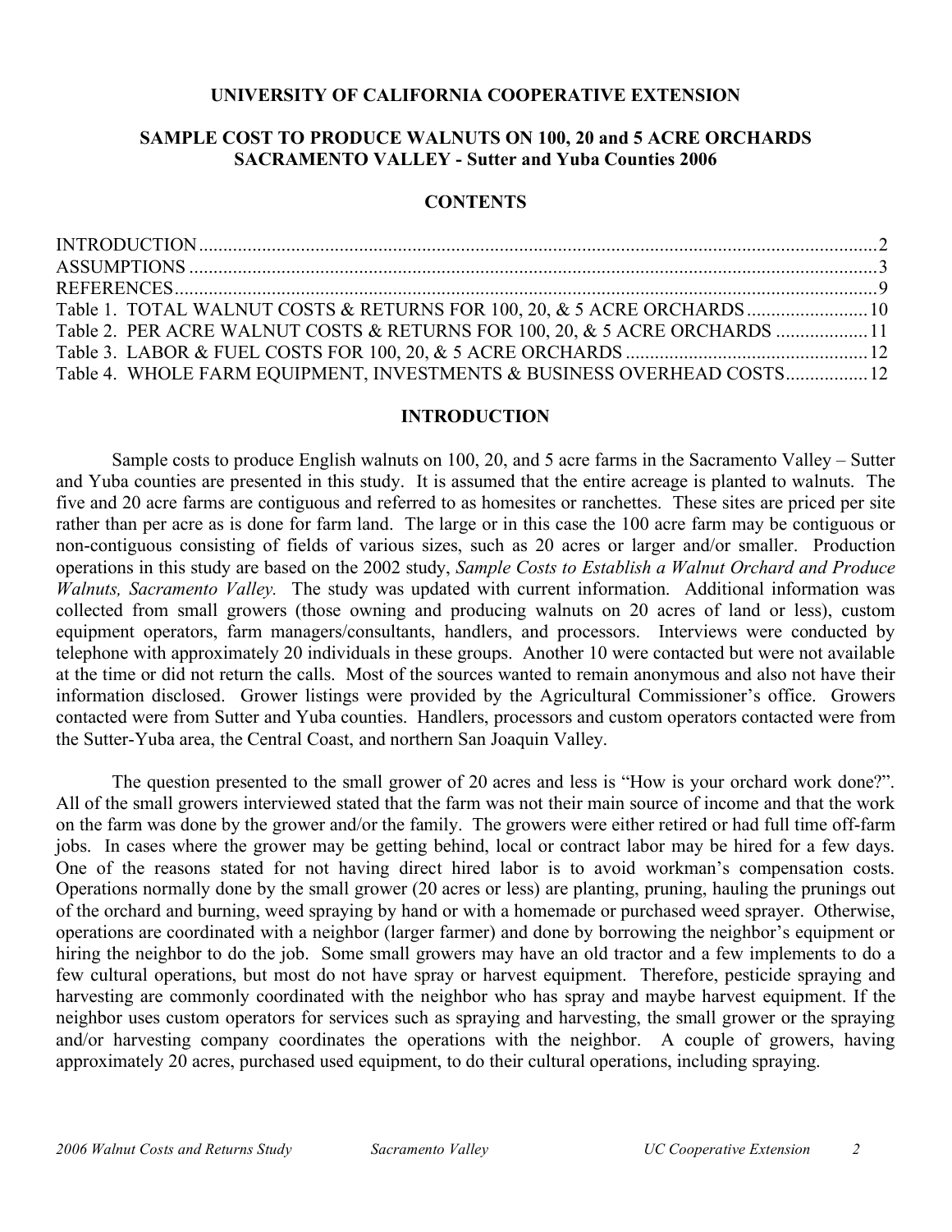**UNIVERSITY OF CALIFORNIA COOPERATIVE EXTENSION**

**SAMPLE COST TO PRODUCE WALNUTS ON 100, 20 and 5 ACRE ORCHARDS**
**SACRAMENTO VALLEY - Sutter and Yuba Counties 2006**

## CONTENTS

| | |
|---|---|
| INTRODUCTION | 2 |
| ASSUMPTIONS | 3 |
| REFERENCES | 9 |
| Table 1. TOTAL WALNUT COSTS & RETURNS FOR 100, 20, & 5 ACRE ORCHARDS | 10 |
| Table 2. PER ACRE WALNUT COSTS & RETURNS FOR 100, 20, & 5 ACRE ORCHARDS | 11 |
| Table 3. LABOR & FUEL COSTS FOR 100, 20, & 5 ACRE ORCHARDS | 12 |
| Table 4. WHOLE FARM EQUIPMENT, INVESTMENTS & BUSINESS OVERHEAD COSTS | 12 |

## INTRODUCTION

Sample costs to produce English walnuts on 100, 20, and 5 acre farms in the Sacramento Valley – Sutter and Yuba counties are presented in this study. It is assumed that the entire acreage is planted to walnuts. The five and 20 acre farms are contiguous and referred to as homesites or ranchettes. These sites are priced per site rather than per acre as is done for farm land. The large or in this case the 100 acre farm may be contiguous or non-contiguous consisting of fields of various sizes, such as 20 acres or larger and/or smaller. Production operations in this study are based on the 2002 study, *Sample Costs to Establish a Walnut Orchard and Produce Walnuts, Sacramento Valley.* The study was updated with current information. Additional information was collected from small growers (those owning and producing walnuts on 20 acres of land or less), custom equipment operators, farm managers/consultants, handlers, and processors. Interviews were conducted by telephone with approximately 20 individuals in these groups. Another 10 were contacted but were not available at the time or did not return the calls. Most of the sources wanted to remain anonymous and also not have their information disclosed. Grower listings were provided by the Agricultural Commissioner's office. Growers contacted were from Sutter and Yuba counties. Handlers, processors and custom operators contacted were from the Sutter-Yuba area, the Central Coast, and northern San Joaquin Valley.

The question presented to the small grower of 20 acres and less is "How is your orchard work done?". All of the small growers interviewed stated that the farm was not their main source of income and that the work on the farm was done by the grower and/or the family. The growers were either retired or had full time off-farm jobs. In cases where the grower may be getting behind, local or contract labor may be hired for a few days. One of the reasons stated for not having direct hired labor is to avoid workman's compensation costs. Operations normally done by the small grower (20 acres or less) are planting, pruning, hauling the prunings out of the orchard and burning, weed spraying by hand or with a homemade or purchased weed sprayer. Otherwise, operations are coordinated with a neighbor (larger farmer) and done by borrowing the neighbor's equipment or hiring the neighbor to do the job. Some small growers may have an old tractor and a few implements to do a few cultural operations, but most do not have spray or harvest equipment. Therefore, pesticide spraying and harvesting are commonly coordinated with the neighbor who has spray and maybe harvest equipment. If the neighbor uses custom operators for services such as spraying and harvesting, the small grower or the spraying and/or harvesting company coordinates the operations with the neighbor. A couple of growers, having approximately 20 acres, purchased used equipment, to do their cultural operations, including spraying.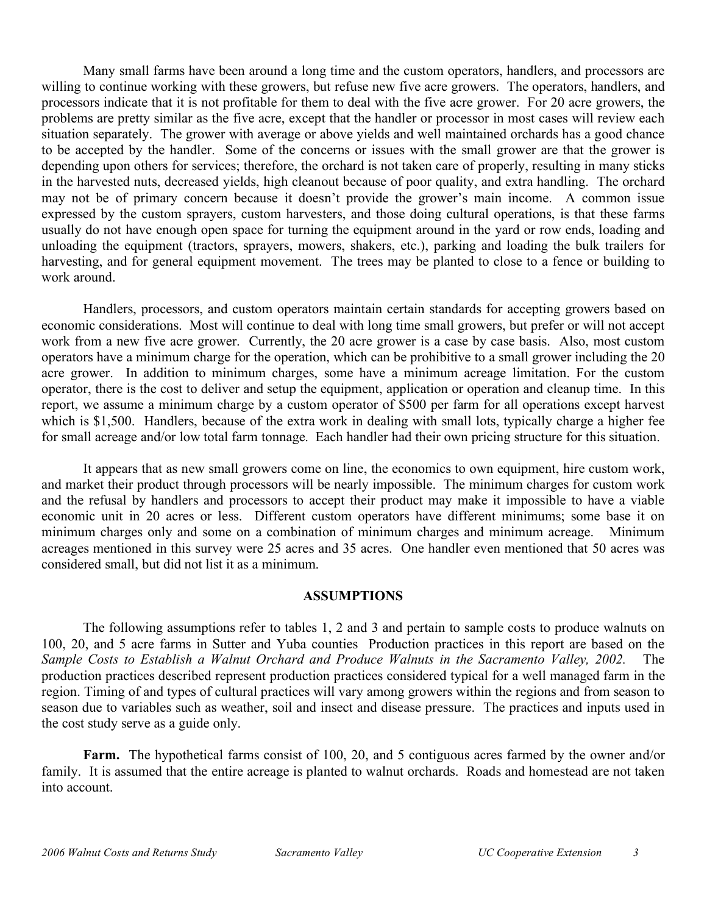Many small farms have been around a long time and the custom operators, handlers, and processors are willing to continue working with these growers, but refuse new five acre growers. The operators, handlers, and processors indicate that it is not profitable for them to deal with the five acre grower. For 20 acre growers, the problems are pretty similar as the five acre, except that the handler or processor in most cases will review each situation separately. The grower with average or above yields and well maintained orchards has a good chance to be accepted by the handler. Some of the concerns or issues with the small grower are that the grower is depending upon others for services; therefore, the orchard is not taken care of properly, resulting in many sticks in the harvested nuts, decreased yields, high cleanout because of poor quality, and extra handling. The orchard may not be of primary concern because it doesn't provide the grower's main income. A common issue expressed by the custom sprayers, custom harvesters, and those doing cultural operations, is that these farms usually do not have enough open space for turning the equipment around in the yard or row ends, loading and unloading the equipment (tractors, sprayers, mowers, shakers, etc.), parking and loading the bulk trailers for harvesting, and for general equipment movement. The trees may be planted to close to a fence or building to work around.

Handlers, processors, and custom operators maintain certain standards for accepting growers based on economic considerations. Most will continue to deal with long time small growers, but prefer or will not accept work from a new five acre grower. Currently, the 20 acre grower is a case by case basis. Also, most custom operators have a minimum charge for the operation, which can be prohibitive to a small grower including the 20 acre grower. In addition to minimum charges, some have a minimum acreage limitation. For the custom operator, there is the cost to deliver and setup the equipment, application or operation and cleanup time. In this report, we assume a minimum charge by a custom operator of $500 per farm for all operations except harvest which is $1,500. Handlers, because of the extra work in dealing with small lots, typically charge a higher fee for small acreage and/or low total farm tonnage. Each handler had their own pricing structure for this situation.

It appears that as new small growers come on line, the economics to own equipment, hire custom work, and market their product through processors will be nearly impossible. The minimum charges for custom work and the refusal by handlers and processors to accept their product may make it impossible to have a viable economic unit in 20 acres or less. Different custom operators have different minimums; some base it on minimum charges only and some on a combination of minimum charges and minimum acreage. Minimum acreages mentioned in this survey were 25 acres and 35 acres. One handler even mentioned that 50 acres was considered small, but did not list it as a minimum.

## ASSUMPTIONS

The following assumptions refer to tables 1, 2 and 3 and pertain to sample costs to produce walnuts on 100, 20, and 5 acre farms in Sutter and Yuba counties Production practices in this report are based on the *Sample Costs to Establish a Walnut Orchard and Produce Walnuts in the Sacramento Valley, 2002.* The production practices described represent production practices considered typical for a well managed farm in the region. Timing of and types of cultural practices will vary among growers within the regions and from season to season due to variables such as weather, soil and insect and disease pressure. The practices and inputs used in the cost study serve as a guide only.

**Farm.** The hypothetical farms consist of 100, 20, and 5 contiguous acres farmed by the owner and/or family. It is assumed that the entire acreage is planted to walnut orchards. Roads and homestead are not taken into account.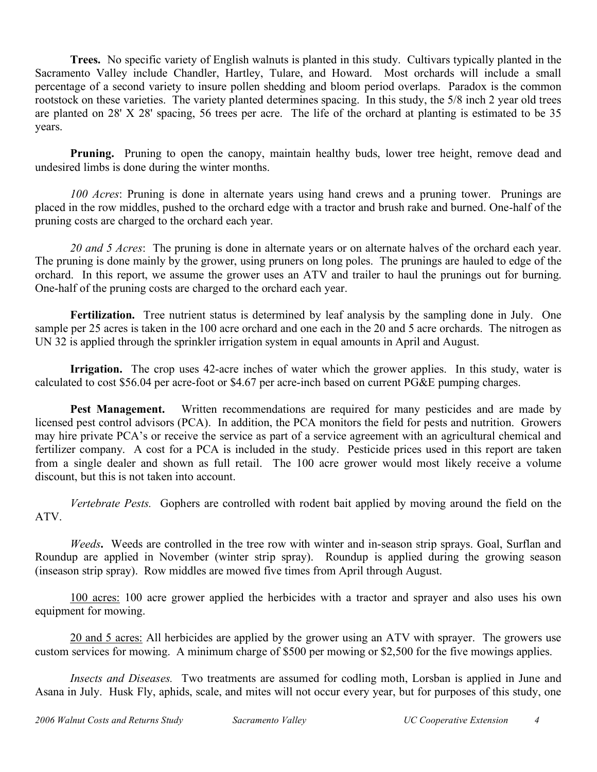**Trees.** No specific variety of English walnuts is planted in this study. Cultivars typically planted in the Sacramento Valley include Chandler, Hartley, Tulare, and Howard. Most orchards will include a small percentage of a second variety to insure pollen shedding and bloom period overlaps. Paradox is the common rootstock on these varieties. The variety planted determines spacing. In this study, the 5/8 inch 2 year old trees are planted on 28' X 28' spacing, 56 trees per acre. The life of the orchard at planting is estimated to be 35 years.

**Pruning.** Pruning to open the canopy, maintain healthy buds, lower tree height, remove dead and undesired limbs is done during the winter months.

*100 Acres*: Pruning is done in alternate years using hand crews and a pruning tower. Prunings are placed in the row middles, pushed to the orchard edge with a tractor and brush rake and burned. One-half of the pruning costs are charged to the orchard each year.

*20 and 5 Acres*: The pruning is done in alternate years or on alternate halves of the orchard each year. The pruning is done mainly by the grower, using pruners on long poles. The prunings are hauled to edge of the orchard. In this report, we assume the grower uses an ATV and trailer to haul the prunings out for burning. One-half of the pruning costs are charged to the orchard each year.

**Fertilization.** Tree nutrient status is determined by leaf analysis by the sampling done in July. One sample per 25 acres is taken in the 100 acre orchard and one each in the 20 and 5 acre orchards. The nitrogen as UN 32 is applied through the sprinkler irrigation system in equal amounts in April and August.

**Irrigation.** The crop uses 42-acre inches of water which the grower applies. In this study, water is calculated to cost $56.04 per acre-foot or $4.67 per acre-inch based on current PG&E pumping charges.

**Pest Management.** Written recommendations are required for many pesticides and are made by licensed pest control advisors (PCA). In addition, the PCA monitors the field for pests and nutrition. Growers may hire private PCA's or receive the service as part of a service agreement with an agricultural chemical and fertilizer company. A cost for a PCA is included in the study. Pesticide prices used in this report are taken from a single dealer and shown as full retail. The 100 acre grower would most likely receive a volume discount, but this is not taken into account.

*Vertebrate Pests.* Gophers are controlled with rodent bait applied by moving around the field on the ATV.

*Weeds***.** Weeds are controlled in the tree row with winter and in-season strip sprays. Goal, Surflan and Roundup are applied in November (winter strip spray). Roundup is applied during the growing season (inseason strip spray). Row middles are mowed five times from April through August.

<u>100 acres:</u> 100 acre grower applied the herbicides with a tractor and sprayer and also uses his own equipment for mowing.

<u>20 and 5 acres:</u> All herbicides are applied by the grower using an ATV with sprayer. The growers use custom services for mowing. A minimum charge of $500 per mowing or $2,500 for the five mowings applies.

*Insects and Diseases.* Two treatments are assumed for codling moth, Lorsban is applied in June and Asana in July. Husk Fly, aphids, scale, and mites will not occur every year, but for purposes of this study, one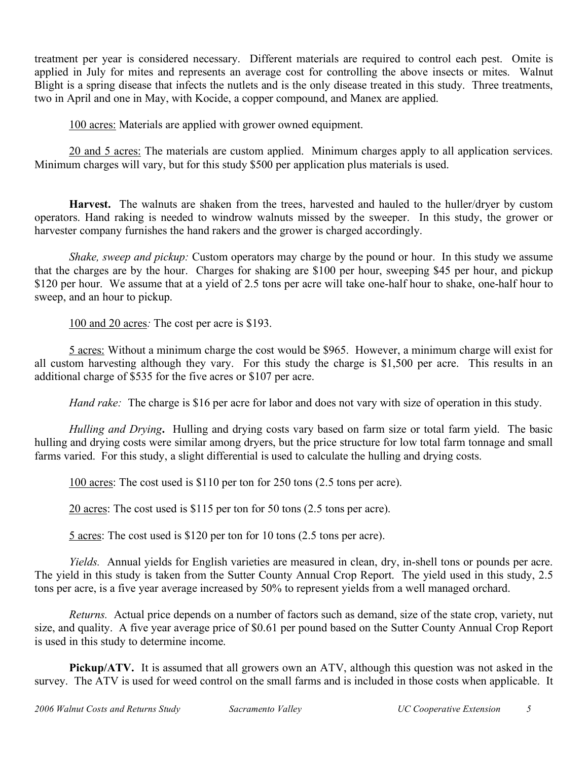treatment per year is considered necessary. Different materials are required to control each pest. Omite is applied in July for mites and represents an average cost for controlling the above insects or mites. Walnut Blight is a spring disease that infects the nutlets and is the only disease treated in this study. Three treatments, two in April and one in May, with Kocide, a copper compound, and Manex are applied.

<u>100 acres:</u> Materials are applied with grower owned equipment.

<u>20 and 5 acres:</u> The materials are custom applied. Minimum charges apply to all application services. Minimum charges will vary, but for this study $500 per application plus materials is used.

**Harvest.** The walnuts are shaken from the trees, harvested and hauled to the huller/dryer by custom operators. Hand raking is needed to windrow walnuts missed by the sweeper. In this study, the grower or harvester company furnishes the hand rakers and the grower is charged accordingly.

*Shake, sweep and pickup:* Custom operators may charge by the pound or hour. In this study we assume that the charges are by the hour. Charges for shaking are $100 per hour, sweeping $45 per hour, and pickup $120 per hour. We assume that at a yield of 2.5 tons per acre will take one-half hour to shake, one-half hour to sweep, and an hour to pickup.

<u>100 and 20 acres</u>*:* The cost per acre is $193.

<u>5 acres:</u> Without a minimum charge the cost would be $965. However, a minimum charge will exist for all custom harvesting although they vary. For this study the charge is $1,500 per acre. This results in an additional charge of $535 for the five acres or $107 per acre.

*Hand rake:* The charge is $16 per acre for labor and does not vary with size of operation in this study.

*Hulling and Drying***.** Hulling and drying costs vary based on farm size or total farm yield. The basic hulling and drying costs were similar among dryers, but the price structure for low total farm tonnage and small farms varied. For this study, a slight differential is used to calculate the hulling and drying costs.

<u>100 acres</u>: The cost used is $110 per ton for 250 tons (2.5 tons per acre).

<u>20 acres</u>: The cost used is $115 per ton for 50 tons (2.5 tons per acre).

<u>5 acres</u>: The cost used is $120 per ton for 10 tons (2.5 tons per acre).

*Yields.* Annual yields for English varieties are measured in clean, dry, in-shell tons or pounds per acre. The yield in this study is taken from the Sutter County Annual Crop Report. The yield used in this study, 2.5 tons per acre, is a five year average increased by 50% to represent yields from a well managed orchard.

*Returns.* Actual price depends on a number of factors such as demand, size of the state crop, variety, nut size, and quality. A five year average price of $0.61 per pound based on the Sutter County Annual Crop Report is used in this study to determine income.

**Pickup/ATV.** It is assumed that all growers own an ATV, although this question was not asked in the survey. The ATV is used for weed control on the small farms and is included in those costs when applicable. It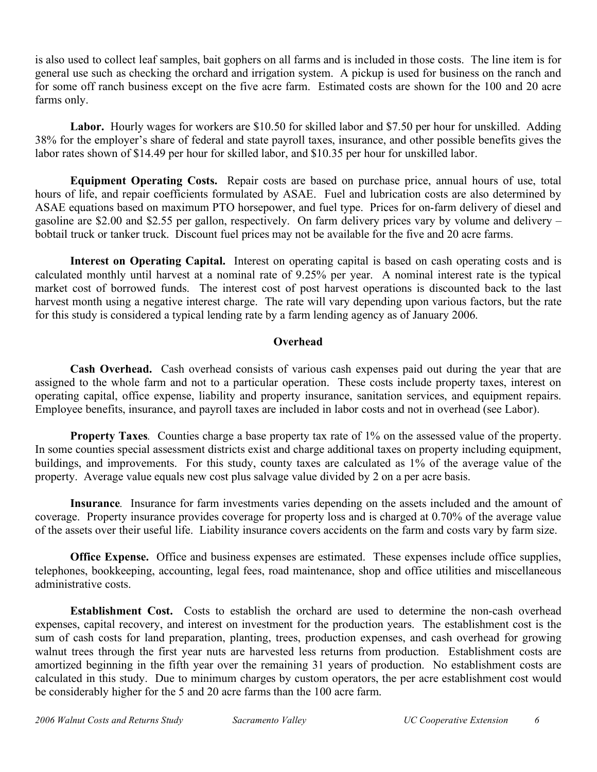is also used to collect leaf samples, bait gophers on all farms and is included in those costs. The line item is for general use such as checking the orchard and irrigation system. A pickup is used for business on the ranch and for some off ranch business except on the five acre farm. Estimated costs are shown for the 100 and 20 acre farms only.

**Labor.** Hourly wages for workers are $10.50 for skilled labor and $7.50 per hour for unskilled. Adding 38% for the employer's share of federal and state payroll taxes, insurance, and other possible benefits gives the labor rates shown of $14.49 per hour for skilled labor, and $10.35 per hour for unskilled labor.

**Equipment Operating Costs.** Repair costs are based on purchase price, annual hours of use, total hours of life, and repair coefficients formulated by ASAE. Fuel and lubrication costs are also determined by ASAE equations based on maximum PTO horsepower, and fuel type. Prices for on-farm delivery of diesel and gasoline are $2.00 and $2.55 per gallon, respectively. On farm delivery prices vary by volume and delivery – bobtail truck or tanker truck. Discount fuel prices may not be available for the five and 20 acre farms.

**Interest on Operating Capital.** Interest on operating capital is based on cash operating costs and is calculated monthly until harvest at a nominal rate of 9.25% per year. A nominal interest rate is the typical market cost of borrowed funds. The interest cost of post harvest operations is discounted back to the last harvest month using a negative interest charge. The rate will vary depending upon various factors, but the rate for this study is considered a typical lending rate by a farm lending agency as of January 2006.

## Overhead

**Cash Overhead.** Cash overhead consists of various cash expenses paid out during the year that are assigned to the whole farm and not to a particular operation. These costs include property taxes, interest on operating capital, office expense, liability and property insurance, sanitation services, and equipment repairs. Employee benefits, insurance, and payroll taxes are included in labor costs and not in overhead (see Labor).

***Property Taxes.*** Counties charge a base property tax rate of 1% on the assessed value of the property. In some counties special assessment districts exist and charge additional taxes on property including equipment, buildings, and improvements. For this study, county taxes are calculated as 1% of the average value of the property. Average value equals new cost plus salvage value divided by 2 on a per acre basis.

***Insurance.*** Insurance for farm investments varies depending on the assets included and the amount of coverage. Property insurance provides coverage for property loss and is charged at 0.70% of the average value of the assets over their useful life. Liability insurance covers accidents on the farm and costs vary by farm size.

**Office Expense.** Office and business expenses are estimated. These expenses include office supplies, telephones, bookkeeping, accounting, legal fees, road maintenance, shop and office utilities and miscellaneous administrative costs.

**Establishment Cost.** Costs to establish the orchard are used to determine the non-cash overhead expenses, capital recovery, and interest on investment for the production years. The establishment cost is the sum of cash costs for land preparation, planting, trees, production expenses, and cash overhead for growing walnut trees through the first year nuts are harvested less returns from production. Establishment costs are amortized beginning in the fifth year over the remaining 31 years of production. No establishment costs are calculated in this study. Due to minimum charges by custom operators, the per acre establishment cost would be considerably higher for the 5 and 20 acre farms than the 100 acre farm.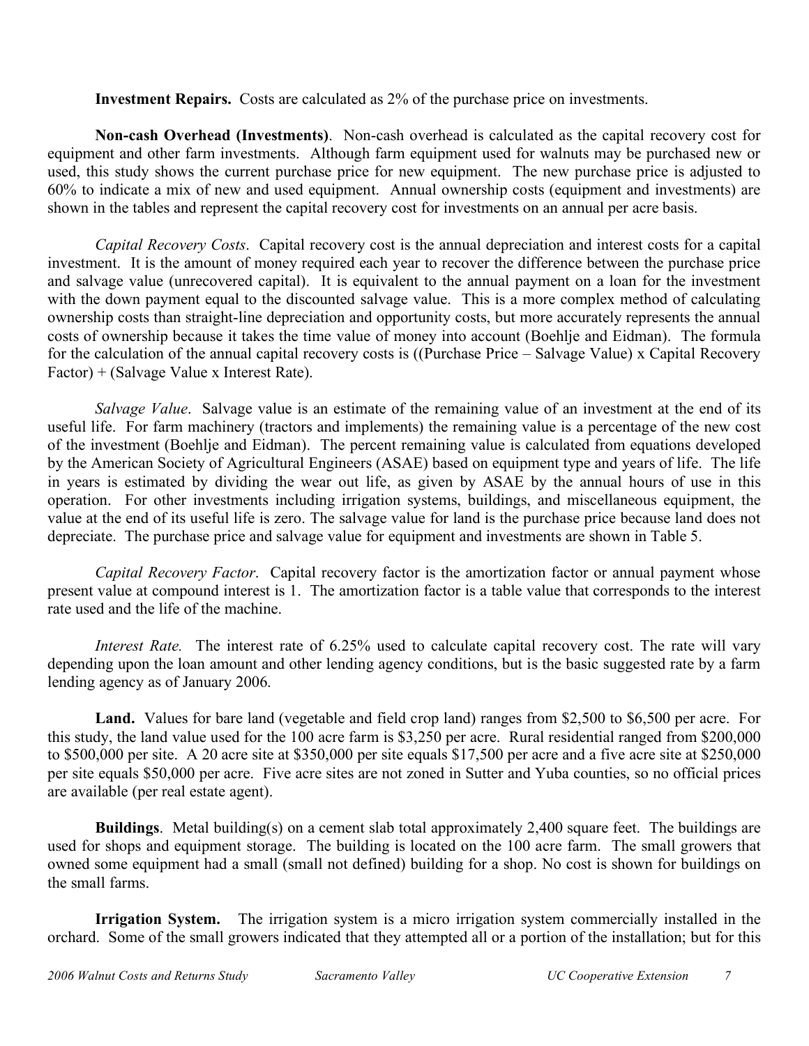**Investment Repairs.** Costs are calculated as 2% of the purchase price on investments.

**Non-cash Overhead (Investments)**. Non-cash overhead is calculated as the capital recovery cost for equipment and other farm investments. Although farm equipment used for walnuts may be purchased new or used, this study shows the current purchase price for new equipment. The new purchase price is adjusted to 60% to indicate a mix of new and used equipment. Annual ownership costs (equipment and investments) are shown in the tables and represent the capital recovery cost for investments on an annual per acre basis.

*Capital Recovery Costs*. Capital recovery cost is the annual depreciation and interest costs for a capital investment. It is the amount of money required each year to recover the difference between the purchase price and salvage value (unrecovered capital). It is equivalent to the annual payment on a loan for the investment with the down payment equal to the discounted salvage value. This is a more complex method of calculating ownership costs than straight-line depreciation and opportunity costs, but more accurately represents the annual costs of ownership because it takes the time value of money into account (Boehlje and Eidman). The formula for the calculation of the annual capital recovery costs is ((Purchase Price – Salvage Value) x Capital Recovery Factor) + (Salvage Value x Interest Rate).

*Salvage Value*. Salvage value is an estimate of the remaining value of an investment at the end of its useful life. For farm machinery (tractors and implements) the remaining value is a percentage of the new cost of the investment (Boehlje and Eidman). The percent remaining value is calculated from equations developed by the American Society of Agricultural Engineers (ASAE) based on equipment type and years of life. The life in years is estimated by dividing the wear out life, as given by ASAE by the annual hours of use in this operation. For other investments including irrigation systems, buildings, and miscellaneous equipment, the value at the end of its useful life is zero. The salvage value for land is the purchase price because land does not depreciate. The purchase price and salvage value for equipment and investments are shown in Table 5.

*Capital Recovery Factor*. Capital recovery factor is the amortization factor or annual payment whose present value at compound interest is 1. The amortization factor is a table value that corresponds to the interest rate used and the life of the machine.

*Interest Rate.* The interest rate of 6.25% used to calculate capital recovery cost. The rate will vary depending upon the loan amount and other lending agency conditions, but is the basic suggested rate by a farm lending agency as of January 2006.

**Land.** Values for bare land (vegetable and field crop land) ranges from $2,500 to $6,500 per acre. For this study, the land value used for the 100 acre farm is $3,250 per acre. Rural residential ranged from $200,000 to $500,000 per site. A 20 acre site at $350,000 per site equals $17,500 per acre and a five acre site at $250,000 per site equals $50,000 per acre. Five acre sites are not zoned in Sutter and Yuba counties, so no official prices are available (per real estate agent).

**Buildings**. Metal building(s) on a cement slab total approximately 2,400 square feet. The buildings are used for shops and equipment storage. The building is located on the 100 acre farm. The small growers that owned some equipment had a small (small not defined) building for a shop. No cost is shown for buildings on the small farms.

**Irrigation System.** The irrigation system is a micro irrigation system commercially installed in the orchard. Some of the small growers indicated that they attempted all or a portion of the installation; but for this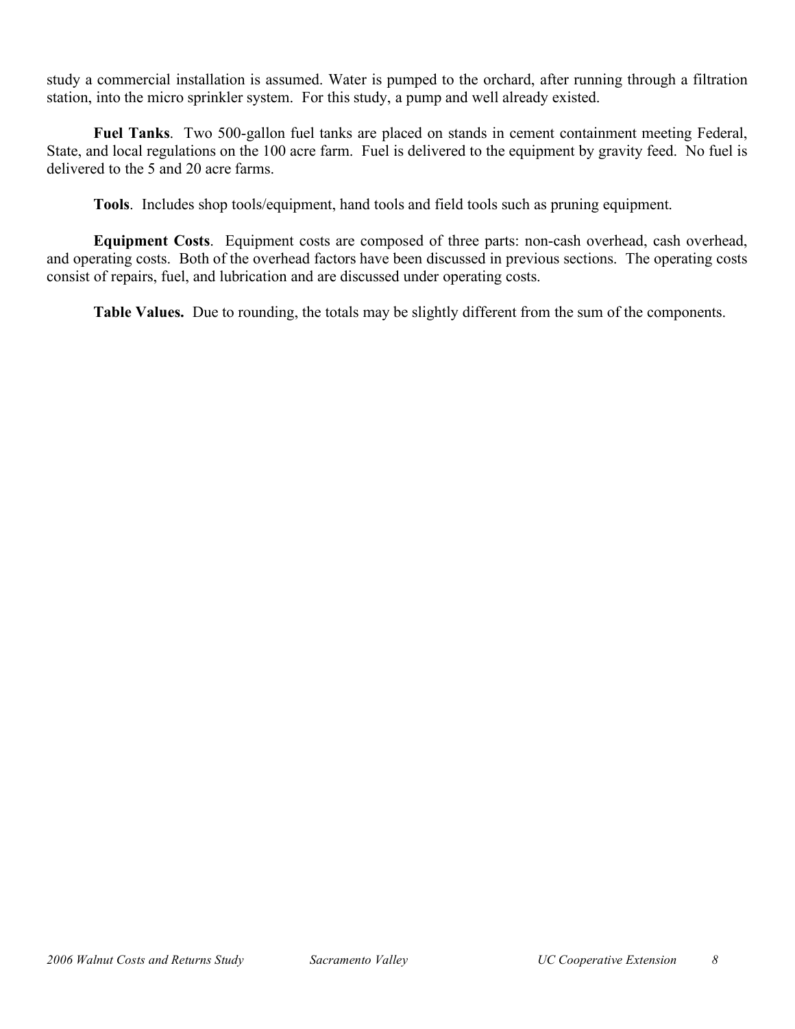study a commercial installation is assumed. Water is pumped to the orchard, after running through a filtration station, into the micro sprinkler system. For this study, a pump and well already existed.

**Fuel Tanks**. Two 500-gallon fuel tanks are placed on stands in cement containment meeting Federal, State, and local regulations on the 100 acre farm. Fuel is delivered to the equipment by gravity feed. No fuel is delivered to the 5 and 20 acre farms.

**Tools**. Includes shop tools/equipment, hand tools and field tools such as pruning equipment.

**Equipment Costs**. Equipment costs are composed of three parts: non-cash overhead, cash overhead, and operating costs. Both of the overhead factors have been discussed in previous sections. The operating costs consist of repairs, fuel, and lubrication and are discussed under operating costs.

**Table Values.** Due to rounding, the totals may be slightly different from the sum of the components.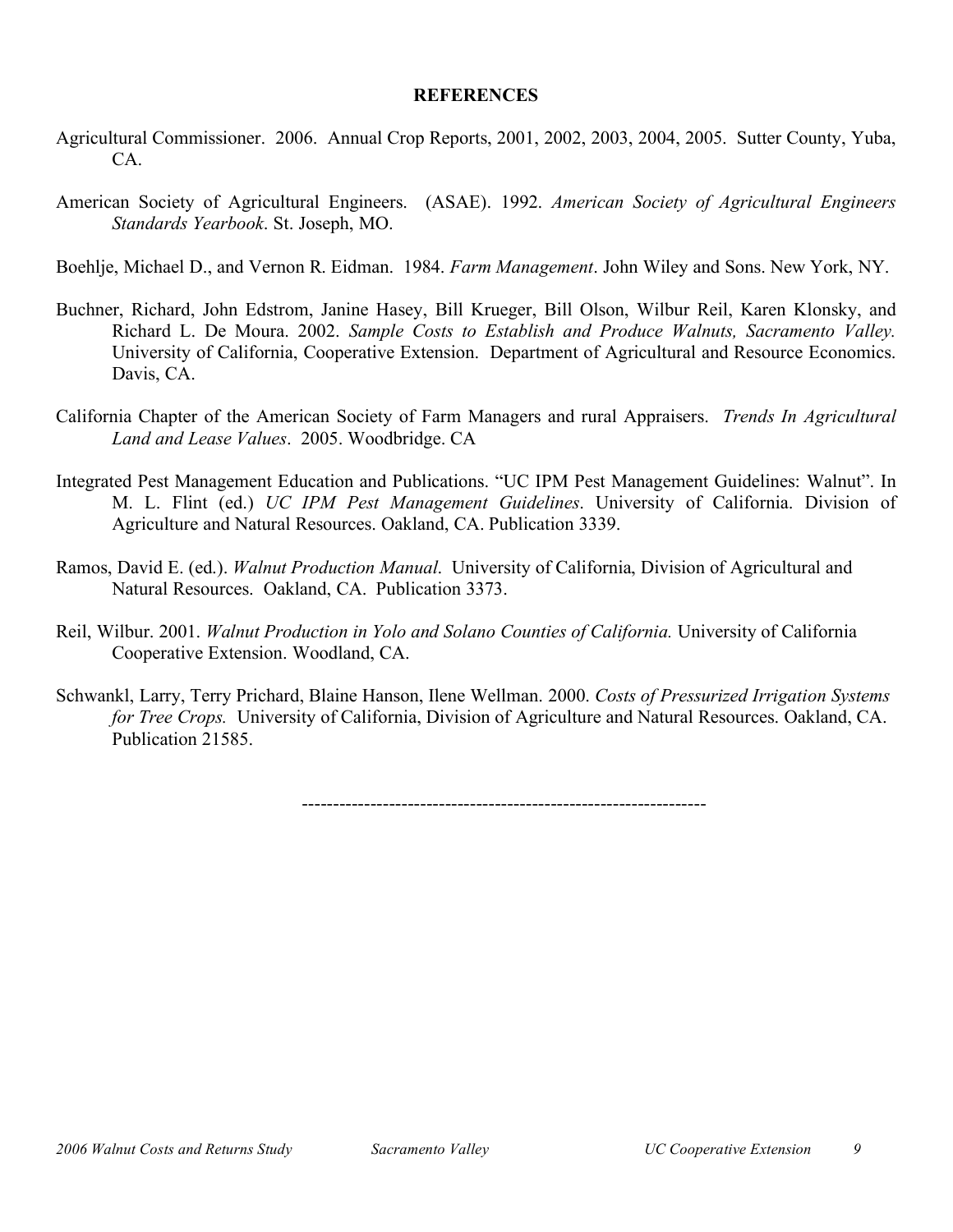## REFERENCES

Agricultural Commissioner. 2006. Annual Crop Reports, 2001, 2002, 2003, 2004, 2005. Sutter County, Yuba, CA.

American Society of Agricultural Engineers. (ASAE). 1992. *American Society of Agricultural Engineers Standards Yearbook*. St. Joseph, MO.

Boehlje, Michael D., and Vernon R. Eidman. 1984. *Farm Management*. John Wiley and Sons. New York, NY.

Buchner, Richard, John Edstrom, Janine Hasey, Bill Krueger, Bill Olson, Wilbur Reil, Karen Klonsky, and Richard L. De Moura. 2002. *Sample Costs to Establish and Produce Walnuts, Sacramento Valley.* University of California, Cooperative Extension. Department of Agricultural and Resource Economics. Davis, CA.

California Chapter of the American Society of Farm Managers and rural Appraisers. *Trends In Agricultural Land and Lease Values*. 2005. Woodbridge. CA

Integrated Pest Management Education and Publications. "UC IPM Pest Management Guidelines: Walnut". In M. L. Flint (ed.) *UC IPM Pest Management Guidelines*. University of California. Division of Agriculture and Natural Resources. Oakland, CA. Publication 3339.

Ramos, David E. (ed.). *Walnut Production Manual*. University of California, Division of Agricultural and Natural Resources. Oakland, CA. Publication 3373.

Reil, Wilbur. 2001. *Walnut Production in Yolo and Solano Counties of California.* University of California Cooperative Extension. Woodland, CA.

Schwankl, Larry, Terry Prichard, Blaine Hanson, Ilene Wellman. 2000. *Costs of Pressurized Irrigation Systems for Tree Crops.* University of California, Division of Agriculture and Natural Resources. Oakland, CA. Publication 21585.

----------------------------------------------------------------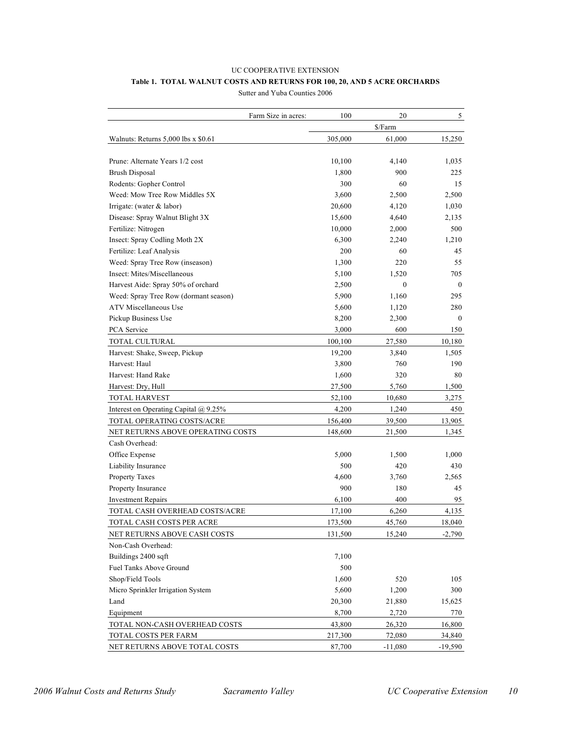UC COOPERATIVE EXTENSION

**Table 1. TOTAL WALNUT COSTS AND RETURNS FOR 100, 20, AND 5 ACRE ORCHARDS**

Sutter and Yuba Counties 2006

| Farm Size in acres: | 100 | 20 | 5 |
|---|---|---|---|
| | | $/Farm | |
| Walnuts: Returns 5,000 lbs x $0.61 | 305,000 | 61,000 | 15,250 |
| | | | |
| Prune: Alternate Years 1/2 cost | 10,100 | 4,140 | 1,035 |
| Brush Disposal | 1,800 | 900 | 225 |
| Rodents: Gopher Control | 300 | 60 | 15 |
| Weed: Mow Tree Row Middles 5X | 3,600 | 2,500 | 2,500 |
| Irrigate: (water & labor) | 20,600 | 4,120 | 1,030 |
| Disease: Spray Walnut Blight 3X | 15,600 | 4,640 | 2,135 |
| Fertilize: Nitrogen | 10,000 | 2,000 | 500 |
| Insect: Spray Codling Moth 2X | 6,300 | 2,240 | 1,210 |
| Fertilize: Leaf Analysis | 200 | 60 | 45 |
| Weed: Spray Tree Row (inseason) | 1,300 | 220 | 55 |
| Insect: Mites/Miscellaneous | 5,100 | 1,520 | 705 |
| Harvest Aide: Spray 50% of orchard | 2,500 | 0 | 0 |
| Weed: Spray Tree Row (dormant season) | 5,900 | 1,160 | 295 |
| ATV Miscellaneous Use | 5,600 | 1,120 | 280 |
| Pickup Business Use | 8,200 | 2,300 | 0 |
| PCA Service | 3,000 | 600 | 150 |
| TOTAL CULTURAL | 100,100 | 27,580 | 10,180 |
| Harvest: Shake, Sweep, Pickup | 19,200 | 3,840 | 1,505 |
| Harvest: Haul | 3,800 | 760 | 190 |
| Harvest: Hand Rake | 1,600 | 320 | 80 |
| Harvest: Dry, Hull | 27,500 | 5,760 | 1,500 |
| TOTAL HARVEST | 52,100 | 10,680 | 3,275 |
| Interest on Operating Capital @ 9.25% | 4,200 | 1,240 | 450 |
| TOTAL OPERATING COSTS/ACRE | 156,400 | 39,500 | 13,905 |
| NET RETURNS ABOVE OPERATING COSTS | 148,600 | 21,500 | 1,345 |
| Cash Overhead: | | | |
| Office Expense | 5,000 | 1,500 | 1,000 |
| Liability Insurance | 500 | 420 | 430 |
| Property Taxes | 4,600 | 3,760 | 2,565 |
| Property Insurance | 900 | 180 | 45 |
| Investment Repairs | 6,100 | 400 | 95 |
| TOTAL CASH OVERHEAD COSTS/ACRE | 17,100 | 6,260 | 4,135 |
| TOTAL CASH COSTS PER ACRE | 173,500 | 45,760 | 18,040 |
| NET RETURNS ABOVE CASH COSTS | 131,500 | 15,240 | -2,790 |
| Non-Cash Overhead: | | | |
| Buildings 2400 sqft | 7,100 | | |
| Fuel Tanks Above Ground | 500 | | |
| Shop/Field Tools | 1,600 | 520 | 105 |
| Micro Sprinkler Irrigation System | 5,600 | 1,200 | 300 |
| Land | 20,300 | 21,880 | 15,625 |
| Equipment | 8,700 | 2,720 | 770 |
| TOTAL NON-CASH OVERHEAD COSTS | 43,800 | 26,320 | 16,800 |
| TOTAL COSTS PER FARM | 217,300 | 72,080 | 34,840 |
| NET RETURNS ABOVE TOTAL COSTS | 87,700 | -11,080 | -19,590 |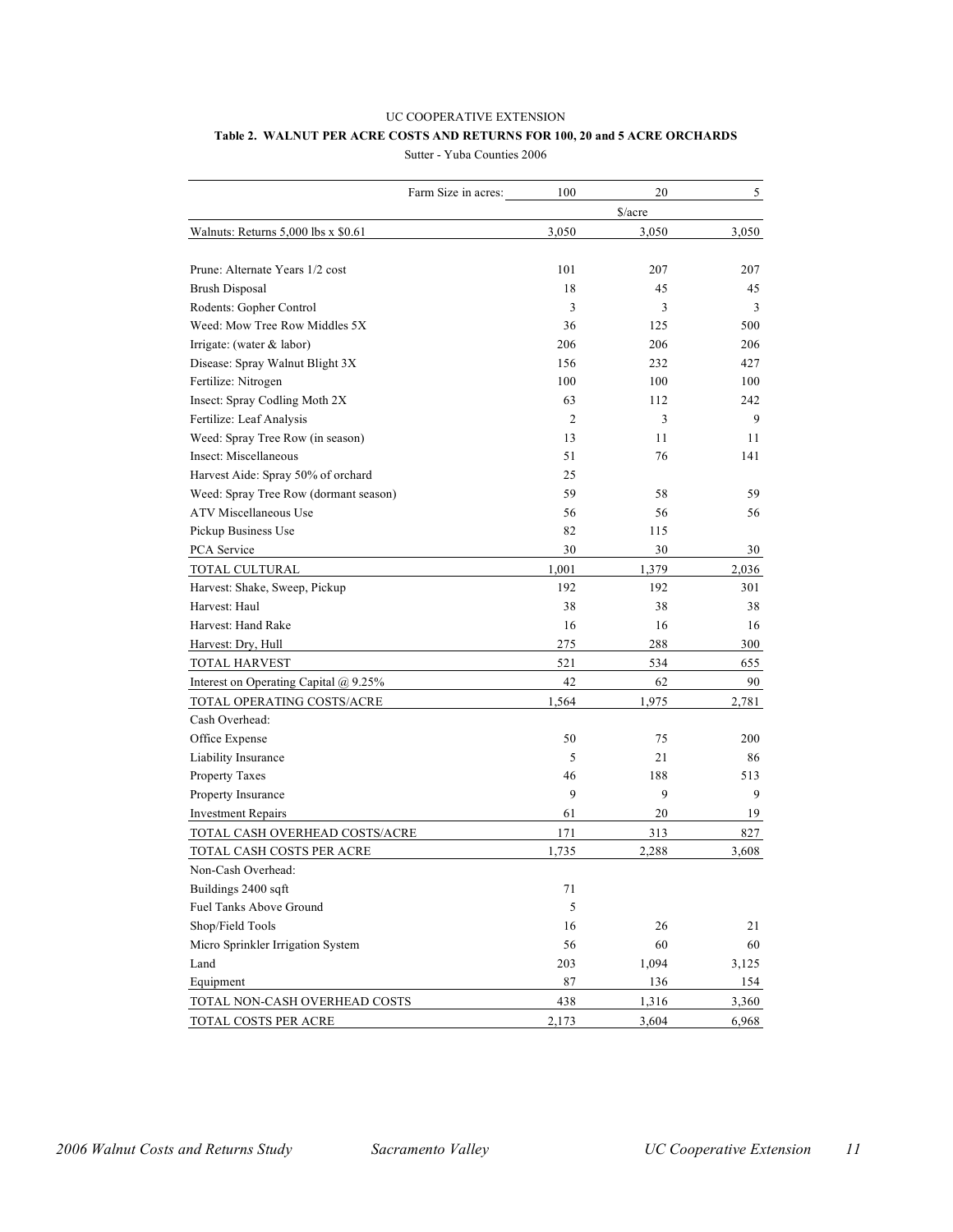UC COOPERATIVE EXTENSION

**Table 2. WALNUT PER ACRE COSTS AND RETURNS FOR 100, 20 and 5 ACRE ORCHARDS**

Sutter - Yuba Counties 2006

| Farm Size in acres: | 100 | 20 | 5 |
|---|---|---|---|
| | | $/acre | |
| Walnuts: Returns 5,000 lbs x $0.61 | 3,050 | 3,050 | 3,050 |
| | | | |
| Prune: Alternate Years 1/2 cost | 101 | 207 | 207 |
| Brush Disposal | 18 | 45 | 45 |
| Rodents: Gopher Control | 3 | 3 | 3 |
| Weed: Mow Tree Row Middles 5X | 36 | 125 | 500 |
| Irrigate: (water & labor) | 206 | 206 | 206 |
| Disease: Spray Walnut Blight 3X | 156 | 232 | 427 |
| Fertilize: Nitrogen | 100 | 100 | 100 |
| Insect: Spray Codling Moth 2X | 63 | 112 | 242 |
| Fertilize: Leaf Analysis | 2 | 3 | 9 |
| Weed: Spray Tree Row (in season) | 13 | 11 | 11 |
| Insect: Miscellaneous | 51 | 76 | 141 |
| Harvest Aide: Spray 50% of orchard | 25 | | |
| Weed: Spray Tree Row (dormant season) | 59 | 58 | 59 |
| ATV Miscellaneous Use | 56 | 56 | 56 |
| Pickup Business Use | 82 | 115 | |
| PCA Service | 30 | 30 | 30 |
| TOTAL CULTURAL | 1,001 | 1,379 | 2,036 |
| Harvest: Shake, Sweep, Pickup | 192 | 192 | 301 |
| Harvest: Haul | 38 | 38 | 38 |
| Harvest: Hand Rake | 16 | 16 | 16 |
| Harvest: Dry, Hull | 275 | 288 | 300 |
| TOTAL HARVEST | 521 | 534 | 655 |
| Interest on Operating Capital @ 9.25% | 42 | 62 | 90 |
| TOTAL OPERATING COSTS/ACRE | 1,564 | 1,975 | 2,781 |
| Cash Overhead: | | | |
| Office Expense | 50 | 75 | 200 |
| Liability Insurance | 5 | 21 | 86 |
| Property Taxes | 46 | 188 | 513 |
| Property Insurance | 9 | 9 | 9 |
| Investment Repairs | 61 | 20 | 19 |
| TOTAL CASH OVERHEAD COSTS/ACRE | 171 | 313 | 827 |
| TOTAL CASH COSTS PER ACRE | 1,735 | 2,288 | 3,608 |
| Non-Cash Overhead: | | | |
| Buildings 2400 sqft | 71 | | |
| Fuel Tanks Above Ground | 5 | | |
| Shop/Field Tools | 16 | 26 | 21 |
| Micro Sprinkler Irrigation System | 56 | 60 | 60 |
| Land | 203 | 1,094 | 3,125 |
| Equipment | 87 | 136 | 154 |
| TOTAL NON-CASH OVERHEAD COSTS | 438 | 1,316 | 3,360 |
| TOTAL COSTS PER ACRE | 2,173 | 3,604 | 6,968 |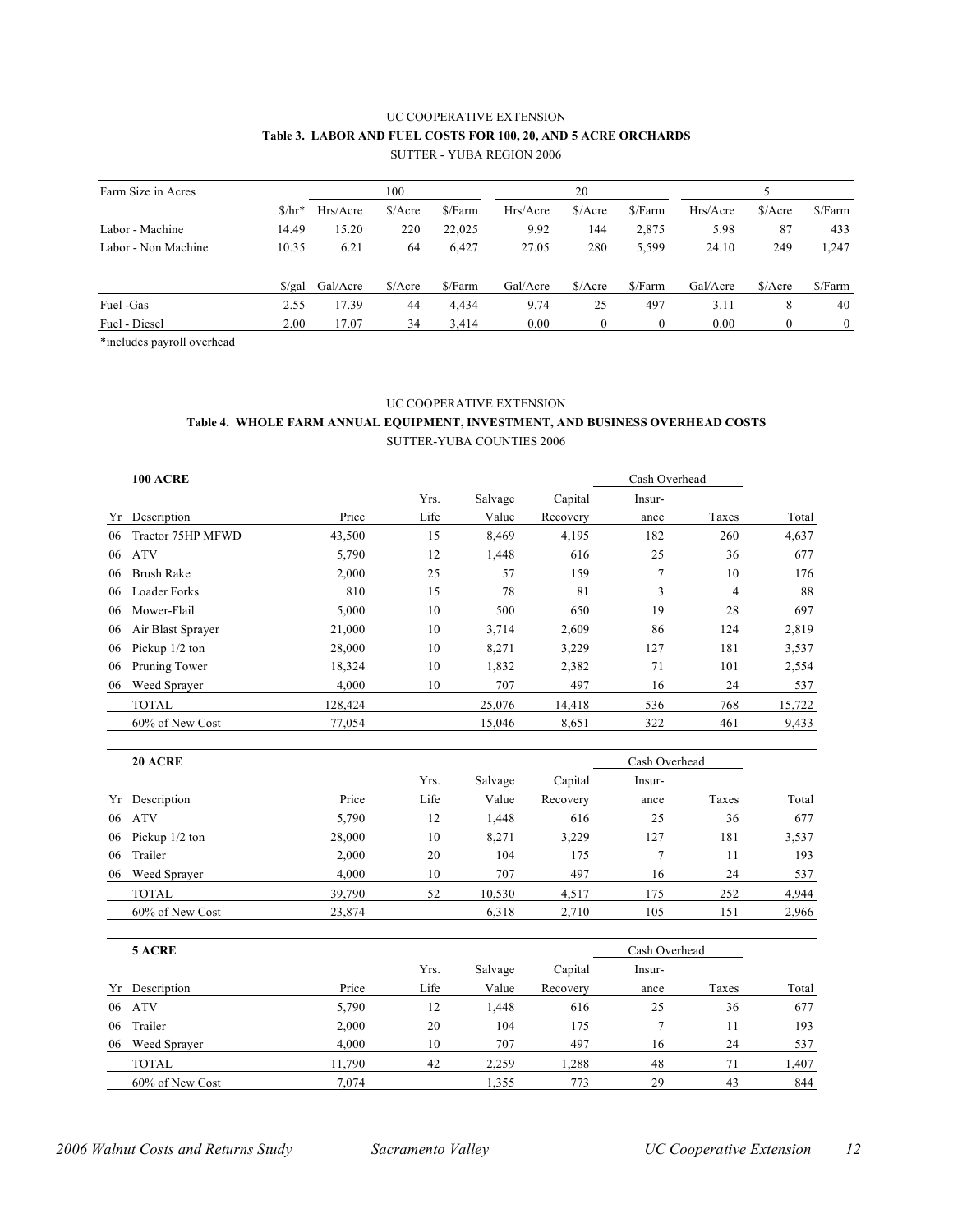UC COOPERATIVE EXTENSION

**Table 3. LABOR AND FUEL COSTS FOR 100, 20, AND 5 ACRE ORCHARDS**

SUTTER - YUBA REGION 2006

| Farm Size in Acres | | 100 | | | 20 | | | 5 | | |
|---|---|---|---|---|---|---|---|---|---|---|
| | $/hr* | Hrs/Acre | $/Acre | $/Farm | Hrs/Acre | $/Acre | $/Farm | Hrs/Acre | $/Acre | $/Farm |
| Labor - Machine | 14.49 | 15.20 | 220 | 22,025 | 9.92 | 144 | 2,875 | 5.98 | 87 | 433 |
| Labor - Non Machine | 10.35 | 6.21 | 64 | 6,427 | 27.05 | 280 | 5,599 | 24.10 | 249 | 1,247 |
| | | | | | | | | | | |
| | $/gal | Gal/Acre | $/Acre | $/Farm | Gal/Acre | $/Acre | $/Farm | Gal/Acre | $/Acre | $/Farm |
| Fuel -Gas | 2.55 | 17.39 | 44 | 4,434 | 9.74 | 25 | 497 | 3.11 | 8 | 40 |
| Fuel - Diesel | 2.00 | 17.07 | 34 | 3,414 | 0.00 | 0 | 0 | 0.00 | 0 | 0 |

*includes payroll overhead

UC COOPERATIVE EXTENSION

**Table 4. WHOLE FARM ANNUAL EQUIPMENT, INVESTMENT, AND BUSINESS OVERHEAD COSTS**

SUTTER-YUBA COUNTIES 2006

| | **100 ACRE** | | | | | Cash Overhead | | |
|---|---|---|---|---|---|---|---|---|
| | | | Yrs. | Salvage | Capital | Insur- | | |
| Yr | Description | Price | Life | Value | Recovery | ance | Taxes | Total |
| 06 | Tractor 75HP MFWD | 43,500 | 15 | 8,469 | 4,195 | 182 | 260 | 4,637 |
| 06 | ATV | 5,790 | 12 | 1,448 | 616 | 25 | 36 | 677 |
| 06 | Brush Rake | 2,000 | 25 | 57 | 159 | 7 | 10 | 176 |
| 06 | Loader Forks | 810 | 15 | 78 | 81 | 3 | 4 | 88 |
| 06 | Mower-Flail | 5,000 | 10 | 500 | 650 | 19 | 28 | 697 |
| 06 | Air Blast Sprayer | 21,000 | 10 | 3,714 | 2,609 | 86 | 124 | 2,819 |
| 06 | Pickup 1/2 ton | 28,000 | 10 | 8,271 | 3,229 | 127 | 181 | 3,537 |
| 06 | Pruning Tower | 18,324 | 10 | 1,832 | 2,382 | 71 | 101 | 2,554 |
| 06 | Weed Sprayer | 4,000 | 10 | 707 | 497 | 16 | 24 | 537 |
| | TOTAL | 128,424 | | 25,076 | 14,418 | 536 | 768 | 15,722 |
| | 60% of New Cost | 77,054 | | 15,046 | 8,651 | 322 | 461 | 9,433 |

| | **20 ACRE** | | | | | Cash Overhead | | |
|---|---|---|---|---|---|---|---|---|
| | | | Yrs. | Salvage | Capital | Insur- | | |
| Yr | Description | Price | Life | Value | Recovery | ance | Taxes | Total |
| 06 | ATV | 5,790 | 12 | 1,448 | 616 | 25 | 36 | 677 |
| 06 | Pickup 1/2 ton | 28,000 | 10 | 8,271 | 3,229 | 127 | 181 | 3,537 |
| 06 | Trailer | 2,000 | 20 | 104 | 175 | 7 | 11 | 193 |
| 06 | Weed Sprayer | 4,000 | 10 | 707 | 497 | 16 | 24 | 537 |
| | TOTAL | 39,790 | 52 | 10,530 | 4,517 | 175 | 252 | 4,944 |
| | 60% of New Cost | 23,874 | | 6,318 | 2,710 | 105 | 151 | 2,966 |

| | **5 ACRE** | | | | | Cash Overhead | | |
|---|---|---|---|---|---|---|---|---|
| | | | Yrs. | Salvage | Capital | Insur- | | |
| Yr | Description | Price | Life | Value | Recovery | ance | Taxes | Total |
| 06 | ATV | 5,790 | 12 | 1,448 | 616 | 25 | 36 | 677 |
| 06 | Trailer | 2,000 | 20 | 104 | 175 | 7 | 11 | 193 |
| 06 | Weed Sprayer | 4,000 | 10 | 707 | 497 | 16 | 24 | 537 |
| | TOTAL | 11,790 | 42 | 2,259 | 1,288 | 48 | 71 | 1,407 |
| | 60% of New Cost | 7,074 | | 1,355 | 773 | 29 | 43 | 844 |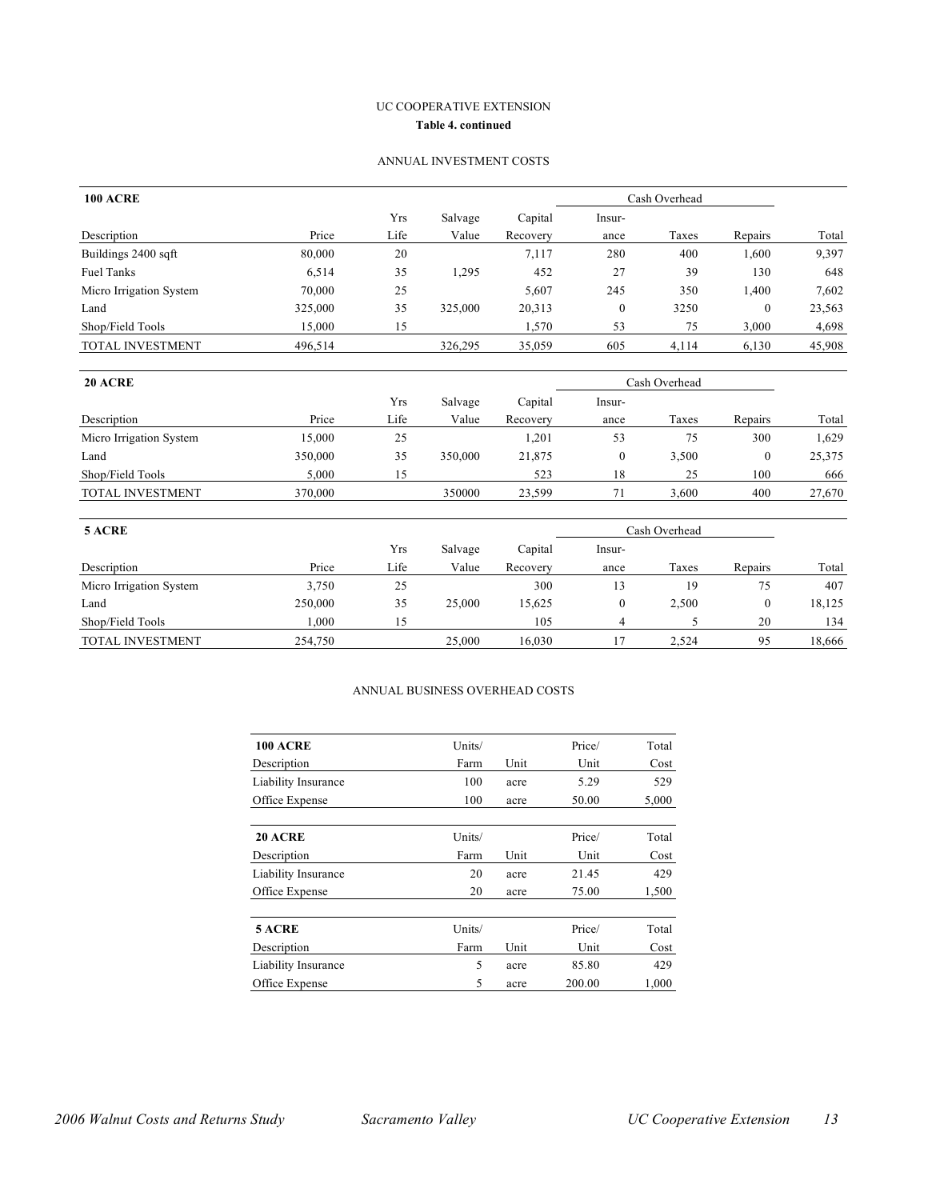UC COOPERATIVE EXTENSION

**Table 4. continued**

ANNUAL INVESTMENT COSTS

| **100 ACRE** | | | | | Cash Overhead | | | |
|---|---|---|---|---|---|---|---|---|
| | | Yrs | Salvage | Capital | Insur- | | | |
| Description | Price | Life | Value | Recovery | ance | Taxes | Repairs | Total |
| Buildings 2400 sqft | 80,000 | 20 | | 7,117 | 280 | 400 | 1,600 | 9,397 |
| Fuel Tanks | 6,514 | 35 | 1,295 | 452 | 27 | 39 | 130 | 648 |
| Micro Irrigation System | 70,000 | 25 | | 5,607 | 245 | 350 | 1,400 | 7,602 |
| Land | 325,000 | 35 | 325,000 | 20,313 | 0 | 3250 | 0 | 23,563 |
| Shop/Field Tools | 15,000 | 15 | | 1,570 | 53 | 75 | 3,000 | 4,698 |
| TOTAL INVESTMENT | 496,514 | | 326,295 | 35,059 | 605 | 4,114 | 6,130 | 45,908 |

| **20 ACRE** | | | | | Cash Overhead | | | |
|---|---|---|---|---|---|---|---|---|
| | | Yrs | Salvage | Capital | Insur- | | | |
| Description | Price | Life | Value | Recovery | ance | Taxes | Repairs | Total |
| Micro Irrigation System | 15,000 | 25 | | 1,201 | 53 | 75 | 300 | 1,629 |
| Land | 350,000 | 35 | 350,000 | 21,875 | 0 | 3,500 | 0 | 25,375 |
| Shop/Field Tools | 5,000 | 15 | | 523 | 18 | 25 | 100 | 666 |
| TOTAL INVESTMENT | 370,000 | | 350000 | 23,599 | 71 | 3,600 | 400 | 27,670 |

| **5 ACRE** | | | | | Cash Overhead | | | |
|---|---|---|---|---|---|---|---|---|
| | | Yrs | Salvage | Capital | Insur- | | | |
| Description | Price | Life | Value | Recovery | ance | Taxes | Repairs | Total |
| Micro Irrigation System | 3,750 | 25 | | 300 | 13 | 19 | 75 | 407 |
| Land | 250,000 | 35 | 25,000 | 15,625 | 0 | 2,500 | 0 | 18,125 |
| Shop/Field Tools | 1,000 | 15 | | 105 | 4 | 5 | 20 | 134 |
| TOTAL INVESTMENT | 254,750 | | 25,000 | 16,030 | 17 | 2,524 | 95 | 18,666 |

ANNUAL BUSINESS OVERHEAD COSTS

| **100 ACRE** | Units/ | | Price/ | Total |
|---|---|---|---|---|
| Description | Farm | Unit | Unit | Cost |
| Liability Insurance | 100 | acre | 5.29 | 529 |
| Office Expense | 100 | acre | 50.00 | 5,000 |

| **20 ACRE** | Units/ | | Price/ | Total |
|---|---|---|---|---|
| Description | Farm | Unit | Unit | Cost |
| Liability Insurance | 20 | acre | 21.45 | 429 |
| Office Expense | 20 | acre | 75.00 | 1,500 |

| **5 ACRE** | Units/ | | Price/ | Total |
|---|---|---|---|---|
| Description | Farm | Unit | Unit | Cost |
| Liability Insurance | 5 | acre | 85.80 | 429 |
| Office Expense | 5 | acre | 200.00 | 1,000 |